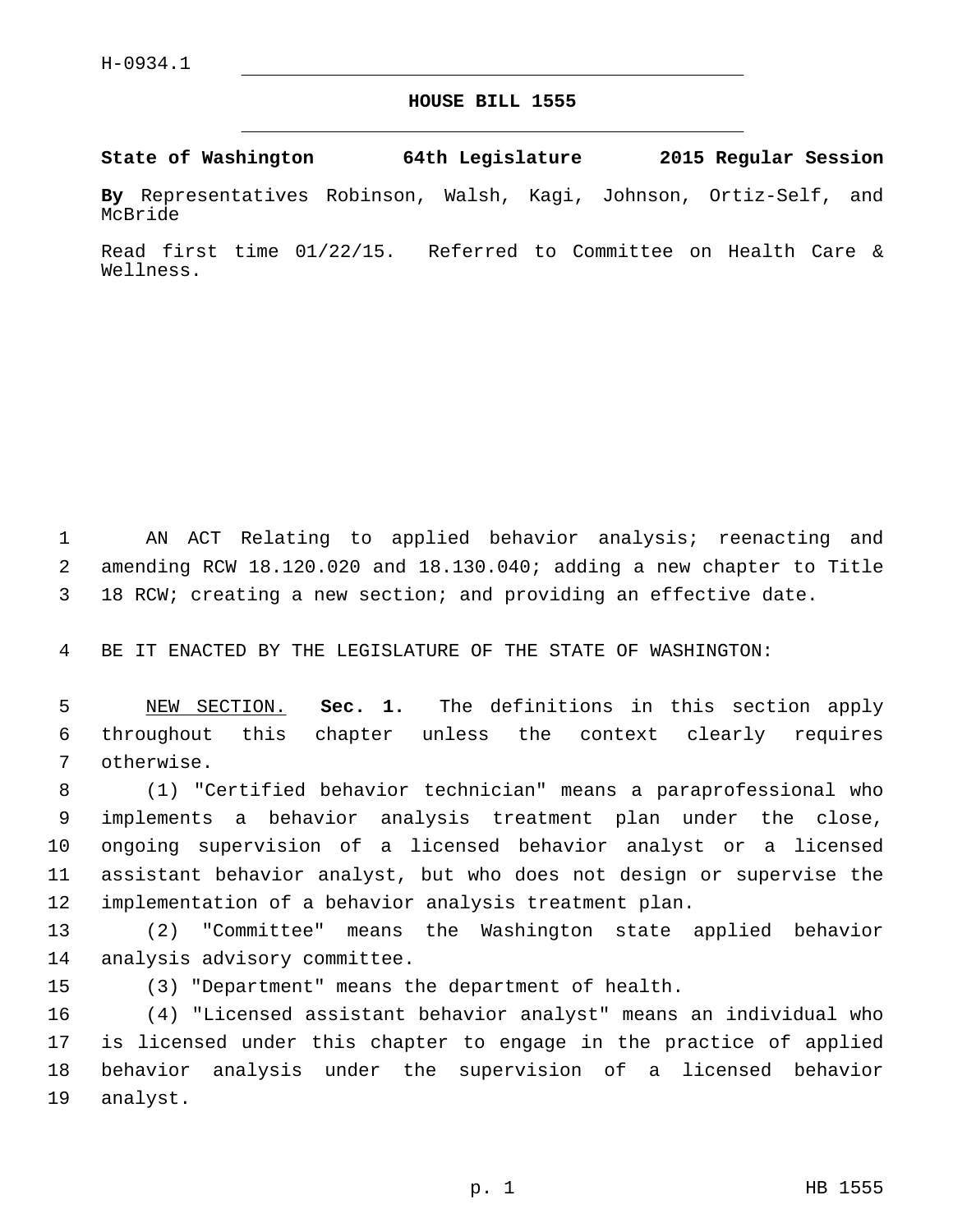H-0934.1

# HOUSE BILL 1555

**State of Washington 64th Legislature 2015 Regular Session**

**By** Representatives Robinson, Walsh, Kagi, Johnson, Ortiz-Self, and McBride

Read first time 01/22/15. Referred to Committee on Health Care & Wellness.

AN ACT Relating to applied behavior analysis; reenacting and amending RCW 18.120.020 and 18.130.040; adding a new chapter to Title 18 RCW; creating a new section; and providing an effective date.

BE IT ENACTED BY THE LEGISLATURE OF THE STATE OF WASHINGTON:

NEW SECTION. **Sec. 1.** The definitions in this section apply throughout this chapter unless the context clearly requires otherwise.

(1) "Certified behavior technician" means a paraprofessional who implements a behavior analysis treatment plan under the close, ongoing supervision of a licensed behavior analyst or a licensed assistant behavior analyst, but who does not design or supervise the implementation of a behavior analysis treatment plan.

(2) "Committee" means the Washington state applied behavior analysis advisory committee.

(3) "Department" means the department of health.

(4) "Licensed assistant behavior analyst" means an individual who is licensed under this chapter to engage in the practice of applied behavior analysis under the supervision of a licensed behavior analyst.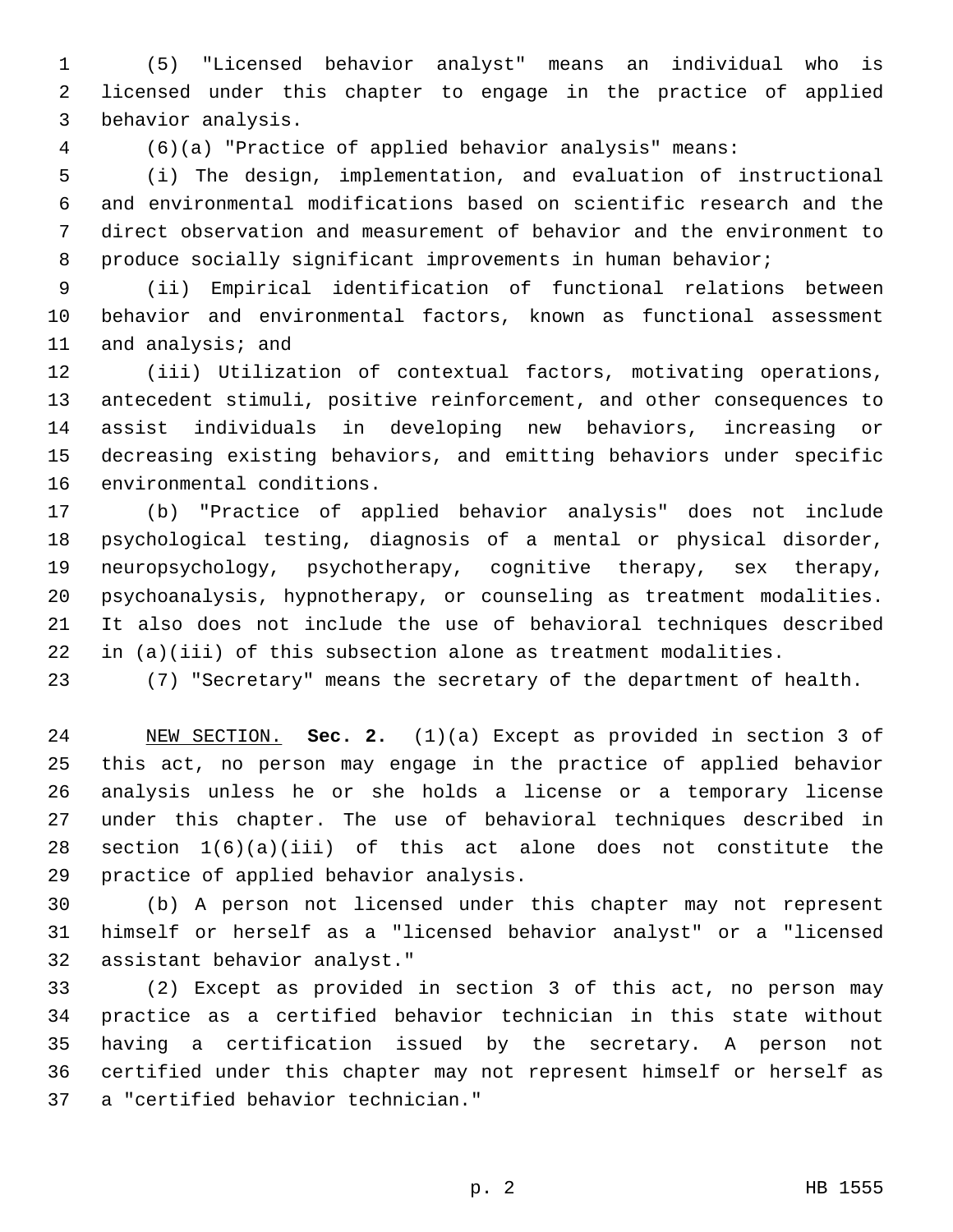(5) "Licensed behavior analyst" means an individual who is licensed under this chapter to engage in the practice of applied behavior analysis.

(6)(a) "Practice of applied behavior analysis" means:

(i) The design, implementation, and evaluation of instructional and environmental modifications based on scientific research and the direct observation and measurement of behavior and the environment to produce socially significant improvements in human behavior;

(ii) Empirical identification of functional relations between behavior and environmental factors, known as functional assessment and analysis; and

(iii) Utilization of contextual factors, motivating operations, antecedent stimuli, positive reinforcement, and other consequences to assist individuals in developing new behaviors, increasing or decreasing existing behaviors, and emitting behaviors under specific environmental conditions.

(b) "Practice of applied behavior analysis" does not include psychological testing, diagnosis of a mental or physical disorder, neuropsychology, psychotherapy, cognitive therapy, sex therapy, psychoanalysis, hypnotherapy, or counseling as treatment modalities. It also does not include the use of behavioral techniques described in (a)(iii) of this subsection alone as treatment modalities.

(7) "Secretary" means the secretary of the department of health.

NEW SECTION. **Sec. 2.** (1)(a) Except as provided in section 3 of this act, no person may engage in the practice of applied behavior analysis unless he or she holds a license or a temporary license under this chapter. The use of behavioral techniques described in section 1(6)(a)(iii) of this act alone does not constitute the practice of applied behavior analysis.

(b) A person not licensed under this chapter may not represent himself or herself as a "licensed behavior analyst" or a "licensed assistant behavior analyst."

(2) Except as provided in section 3 of this act, no person may practice as a certified behavior technician in this state without having a certification issued by the secretary. A person not certified under this chapter may not represent himself or herself as a "certified behavior technician."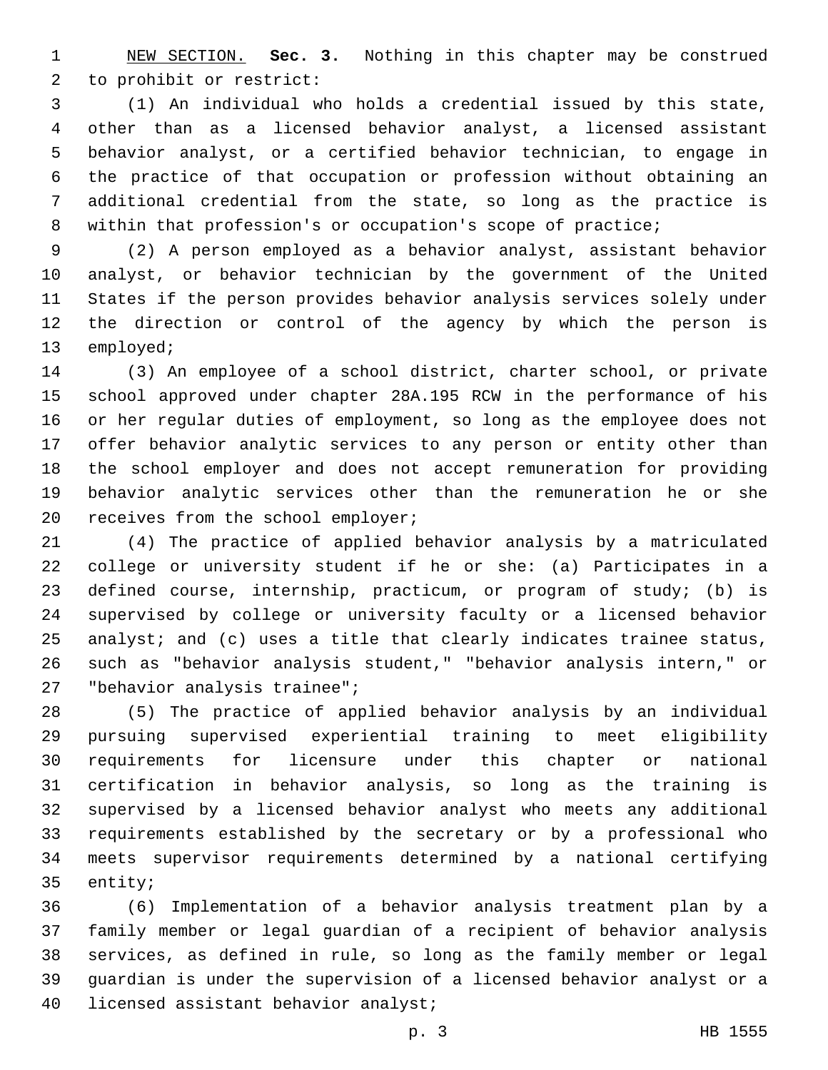NEW SECTION. **Sec. 3.** Nothing in this chapter may be construed to prohibit or restrict:

(1) An individual who holds a credential issued by this state, other than as a licensed behavior analyst, a licensed assistant behavior analyst, or a certified behavior technician, to engage in the practice of that occupation or profession without obtaining an additional credential from the state, so long as the practice is within that profession's or occupation's scope of practice;

(2) A person employed as a behavior analyst, assistant behavior analyst, or behavior technician by the government of the United States if the person provides behavior analysis services solely under the direction or control of the agency by which the person is employed;

(3) An employee of a school district, charter school, or private school approved under chapter 28A.195 RCW in the performance of his or her regular duties of employment, so long as the employee does not offer behavior analytic services to any person or entity other than the school employer and does not accept remuneration for providing behavior analytic services other than the remuneration he or she receives from the school employer;

(4) The practice of applied behavior analysis by a matriculated college or university student if he or she: (a) Participates in a defined course, internship, practicum, or program of study; (b) is supervised by college or university faculty or a licensed behavior analyst; and (c) uses a title that clearly indicates trainee status, such as "behavior analysis student," "behavior analysis intern," or "behavior analysis trainee";

(5) The practice of applied behavior analysis by an individual pursuing supervised experiential training to meet eligibility requirements for licensure under this chapter or national certification in behavior analysis, so long as the training is supervised by a licensed behavior analyst who meets any additional requirements established by the secretary or by a professional who meets supervisor requirements determined by a national certifying entity;

(6) Implementation of a behavior analysis treatment plan by a family member or legal guardian of a recipient of behavior analysis services, as defined in rule, so long as the family member or legal guardian is under the supervision of a licensed behavior analyst or a licensed assistant behavior analyst;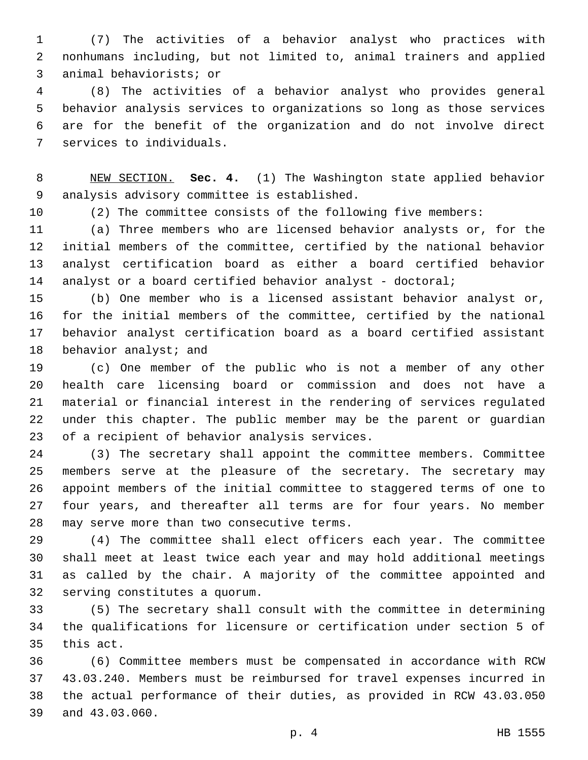(7) The activities of a behavior analyst who practices with nonhumans including, but not limited to, animal trainers and applied animal behaviorists; or

(8) The activities of a behavior analyst who provides general behavior analysis services to organizations so long as those services are for the benefit of the organization and do not involve direct services to individuals.

NEW SECTION. **Sec. 4.** (1) The Washington state applied behavior analysis advisory committee is established.

(2) The committee consists of the following five members:

(a) Three members who are licensed behavior analysts or, for the initial members of the committee, certified by the national behavior analyst certification board as either a board certified behavior analyst or a board certified behavior analyst - doctoral;

(b) One member who is a licensed assistant behavior analyst or, for the initial members of the committee, certified by the national behavior analyst certification board as a board certified assistant behavior analyst; and

(c) One member of the public who is not a member of any other health care licensing board or commission and does not have a material or financial interest in the rendering of services regulated under this chapter. The public member may be the parent or guardian of a recipient of behavior analysis services.

(3) The secretary shall appoint the committee members. Committee members serve at the pleasure of the secretary. The secretary may appoint members of the initial committee to staggered terms of one to four years, and thereafter all terms are for four years. No member may serve more than two consecutive terms.

(4) The committee shall elect officers each year. The committee shall meet at least twice each year and may hold additional meetings as called by the chair. A majority of the committee appointed and serving constitutes a quorum.

(5) The secretary shall consult with the committee in determining the qualifications for licensure or certification under section 5 of this act.

(6) Committee members must be compensated in accordance with RCW 43.03.240. Members must be reimbursed for travel expenses incurred in the actual performance of their duties, as provided in RCW 43.03.050 and 43.03.060.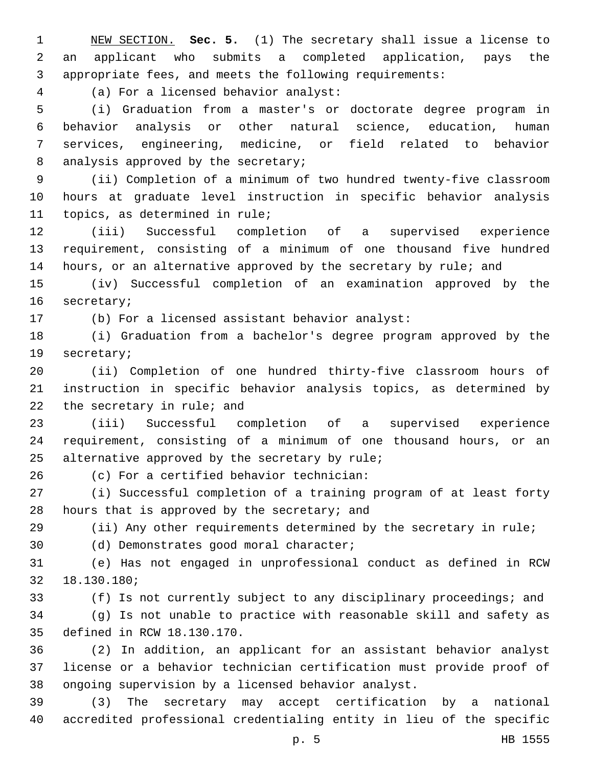NEW SECTION. **Sec. 5.** (1) The secretary shall issue a license to an applicant who submits a completed application, pays the appropriate fees, and meets the following requirements:

(a) For a licensed behavior analyst:

(i) Graduation from a master's or doctorate degree program in behavior analysis or other natural science, education, human services, engineering, medicine, or field related to behavior analysis approved by the secretary;

(ii) Completion of a minimum of two hundred twenty-five classroom hours at graduate level instruction in specific behavior analysis topics, as determined in rule;

(iii) Successful completion of a supervised experience requirement, consisting of a minimum of one thousand five hundred hours, or an alternative approved by the secretary by rule; and

(iv) Successful completion of an examination approved by the secretary;

(b) For a licensed assistant behavior analyst:

(i) Graduation from a bachelor's degree program approved by the secretary;

(ii) Completion of one hundred thirty-five classroom hours of instruction in specific behavior analysis topics, as determined by the secretary in rule; and

(iii) Successful completion of a supervised experience requirement, consisting of a minimum of one thousand hours, or an alternative approved by the secretary by rule;

(c) For a certified behavior technician:

(i) Successful completion of a training program of at least forty hours that is approved by the secretary; and

(ii) Any other requirements determined by the secretary in rule;

(d) Demonstrates good moral character;

(e) Has not engaged in unprofessional conduct as defined in RCW 18.130.180;

(f) Is not currently subject to any disciplinary proceedings; and

(g) Is not unable to practice with reasonable skill and safety as defined in RCW 18.130.170.

(2) In addition, an applicant for an assistant behavior analyst license or a behavior technician certification must provide proof of ongoing supervision by a licensed behavior analyst.

(3) The secretary may accept certification by a national accredited professional credentialing entity in lieu of the specific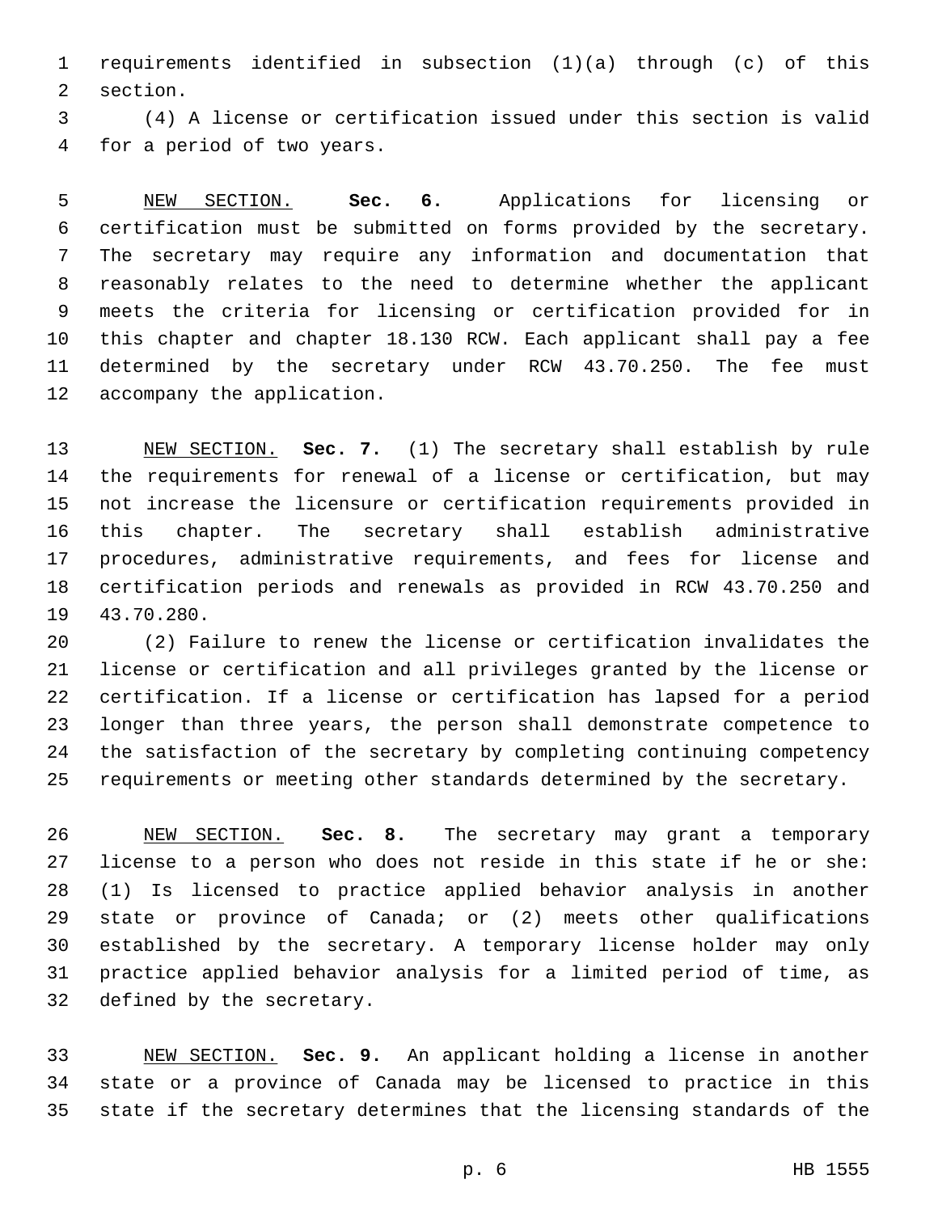requirements identified in subsection (1)(a) through (c) of this section.

(4) A license or certification issued under this section is valid for a period of two years.

NEW SECTION. **Sec. 6.** Applications for licensing or certification must be submitted on forms provided by the secretary. The secretary may require any information and documentation that reasonably relates to the need to determine whether the applicant meets the criteria for licensing or certification provided for in this chapter and chapter 18.130 RCW. Each applicant shall pay a fee determined by the secretary under RCW 43.70.250. The fee must accompany the application.

NEW SECTION. **Sec. 7.** (1) The secretary shall establish by rule the requirements for renewal of a license or certification, but may not increase the licensure or certification requirements provided in this chapter. The secretary shall establish administrative procedures, administrative requirements, and fees for license and certification periods and renewals as provided in RCW 43.70.250 and 43.70.280.

(2) Failure to renew the license or certification invalidates the license or certification and all privileges granted by the license or certification. If a license or certification has lapsed for a period longer than three years, the person shall demonstrate competence to the satisfaction of the secretary by completing continuing competency requirements or meeting other standards determined by the secretary.

NEW SECTION. **Sec. 8.** The secretary may grant a temporary license to a person who does not reside in this state if he or she: (1) Is licensed to practice applied behavior analysis in another state or province of Canada; or (2) meets other qualifications established by the secretary. A temporary license holder may only practice applied behavior analysis for a limited period of time, as defined by the secretary.

NEW SECTION. **Sec. 9.** An applicant holding a license in another state or a province of Canada may be licensed to practice in this state if the secretary determines that the licensing standards of the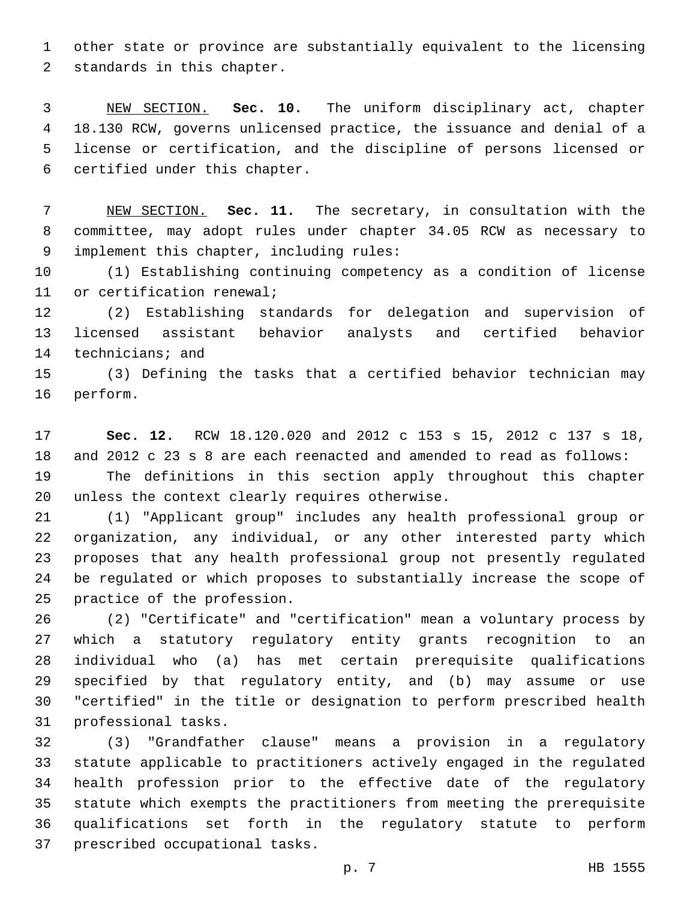other state or province are substantially equivalent to the licensing standards in this chapter.

NEW SECTION. **Sec. 10.** The uniform disciplinary act, chapter 18.130 RCW, governs unlicensed practice, the issuance and denial of a license or certification, and the discipline of persons licensed or certified under this chapter.

NEW SECTION. **Sec. 11.** The secretary, in consultation with the committee, may adopt rules under chapter 34.05 RCW as necessary to implement this chapter, including rules:

(1) Establishing continuing competency as a condition of license or certification renewal;

(2) Establishing standards for delegation and supervision of licensed assistant behavior analysts and certified behavior technicians; and

(3) Defining the tasks that a certified behavior technician may perform.

**Sec. 12.** RCW 18.120.020 and 2012 c 153 s 15, 2012 c 137 s 18, and 2012 c 23 s 8 are each reenacted and amended to read as follows:

The definitions in this section apply throughout this chapter unless the context clearly requires otherwise.

(1) "Applicant group" includes any health professional group or organization, any individual, or any other interested party which proposes that any health professional group not presently regulated be regulated or which proposes to substantially increase the scope of practice of the profession.

(2) "Certificate" and "certification" mean a voluntary process by which a statutory regulatory entity grants recognition to an individual who (a) has met certain prerequisite qualifications specified by that regulatory entity, and (b) may assume or use "certified" in the title or designation to perform prescribed health professional tasks.

(3) "Grandfather clause" means a provision in a regulatory statute applicable to practitioners actively engaged in the regulated health profession prior to the effective date of the regulatory statute which exempts the practitioners from meeting the prerequisite qualifications set forth in the regulatory statute to perform prescribed occupational tasks.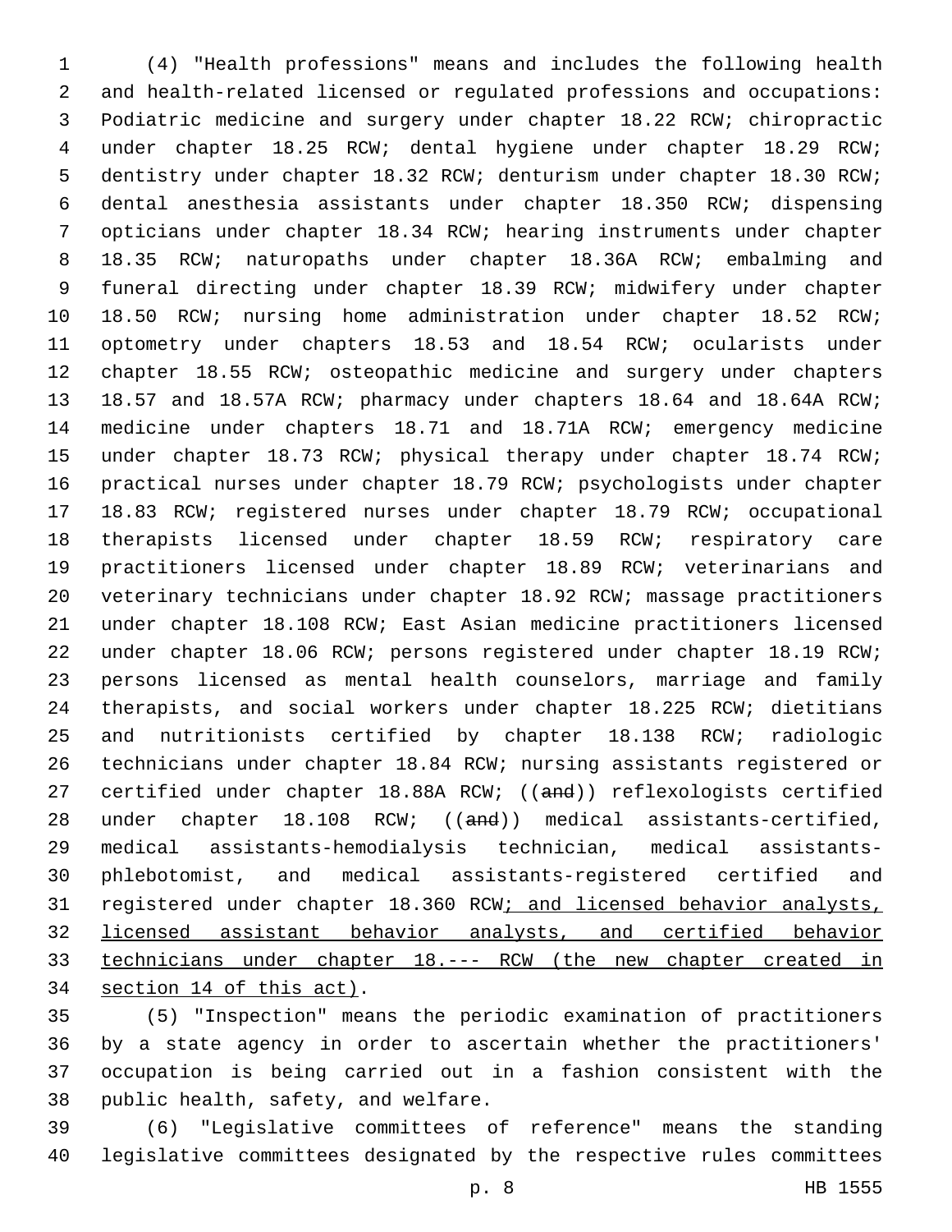(4) "Health professions" means and includes the following health and health-related licensed or regulated professions and occupations: Podiatric medicine and surgery under chapter 18.22 RCW; chiropractic under chapter 18.25 RCW; dental hygiene under chapter 18.29 RCW; dentistry under chapter 18.32 RCW; denturism under chapter 18.30 RCW; dental anesthesia assistants under chapter 18.350 RCW; dispensing opticians under chapter 18.34 RCW; hearing instruments under chapter 18.35 RCW; naturopaths under chapter 18.36A RCW; embalming and funeral directing under chapter 18.39 RCW; midwifery under chapter 18.50 RCW; nursing home administration under chapter 18.52 RCW; optometry under chapters 18.53 and 18.54 RCW; ocularists under chapter 18.55 RCW; osteopathic medicine and surgery under chapters 18.57 and 18.57A RCW; pharmacy under chapters 18.64 and 18.64A RCW; medicine under chapters 18.71 and 18.71A RCW; emergency medicine under chapter 18.73 RCW; physical therapy under chapter 18.74 RCW; practical nurses under chapter 18.79 RCW; psychologists under chapter 18.83 RCW; registered nurses under chapter 18.79 RCW; occupational therapists licensed under chapter 18.59 RCW; respiratory care practitioners licensed under chapter 18.89 RCW; veterinarians and veterinary technicians under chapter 18.92 RCW; massage practitioners under chapter 18.108 RCW; East Asian medicine practitioners licensed under chapter 18.06 RCW; persons registered under chapter 18.19 RCW; persons licensed as mental health counselors, marriage and family therapists, and social workers under chapter 18.225 RCW; dietitians and nutritionists certified by chapter 18.138 RCW; radiologic technicians under chapter 18.84 RCW; nursing assistants registered or certified under chapter 18.88A RCW; ((~~and~~)) reflexologists certified under chapter 18.108 RCW; ((~~and~~)) medical assistants-certified, medical assistants-hemodialysis technician, medical assistants-phlebotomist, and medical assistants-registered certified and registered under chapter 18.360 RCW<u>; and licensed behavior analysts, licensed assistant behavior analysts, and certified behavior technicians under chapter 18.--- RCW (the new chapter created in section 14 of this act)</u>.

(5) "Inspection" means the periodic examination of practitioners by a state agency in order to ascertain whether the practitioners' occupation is being carried out in a fashion consistent with the public health, safety, and welfare.

(6) "Legislative committees of reference" means the standing legislative committees designated by the respective rules committees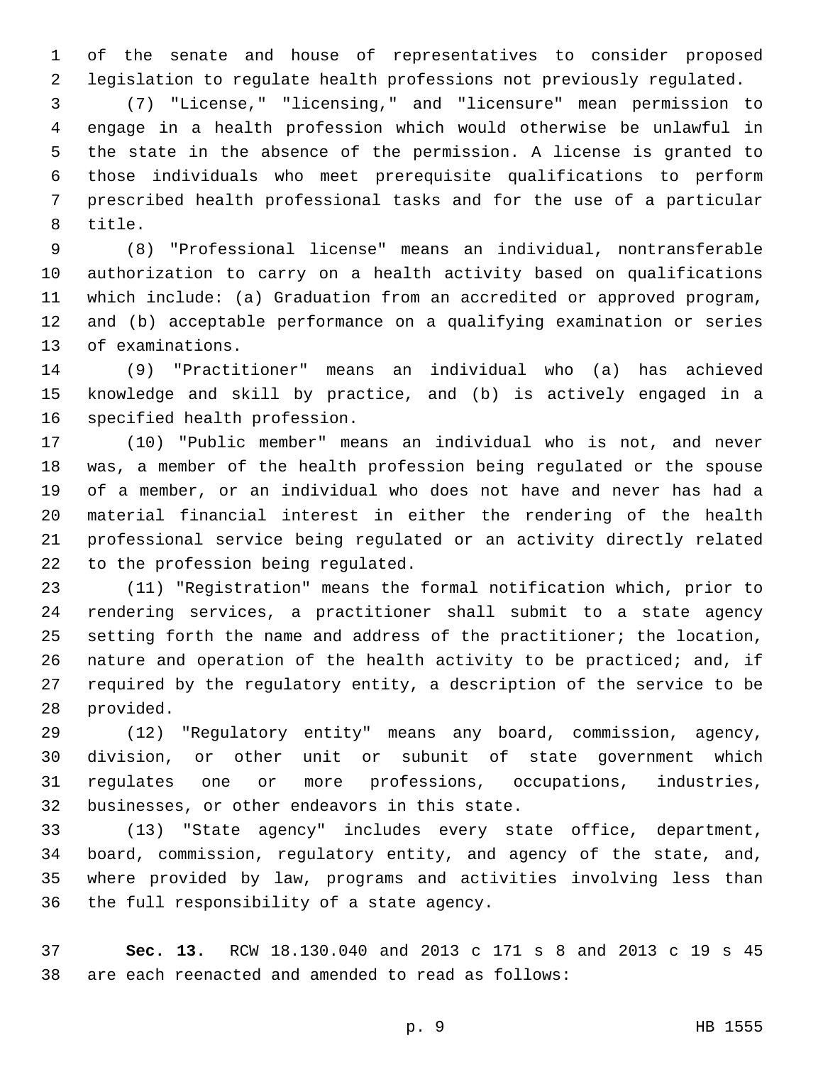of the senate and house of representatives to consider proposed legislation to regulate health professions not previously regulated.

(7) "License," "licensing," and "licensure" mean permission to engage in a health profession which would otherwise be unlawful in the state in the absence of the permission. A license is granted to those individuals who meet prerequisite qualifications to perform prescribed health professional tasks and for the use of a particular title.

(8) "Professional license" means an individual, nontransferable authorization to carry on a health activity based on qualifications which include: (a) Graduation from an accredited or approved program, and (b) acceptable performance on a qualifying examination or series of examinations.

(9) "Practitioner" means an individual who (a) has achieved knowledge and skill by practice, and (b) is actively engaged in a specified health profession.

(10) "Public member" means an individual who is not, and never was, a member of the health profession being regulated or the spouse of a member, or an individual who does not have and never has had a material financial interest in either the rendering of the health professional service being regulated or an activity directly related to the profession being regulated.

(11) "Registration" means the formal notification which, prior to rendering services, a practitioner shall submit to a state agency setting forth the name and address of the practitioner; the location, nature and operation of the health activity to be practiced; and, if required by the regulatory entity, a description of the service to be provided.

(12) "Regulatory entity" means any board, commission, agency, division, or other unit or subunit of state government which regulates one or more professions, occupations, industries, businesses, or other endeavors in this state.

(13) "State agency" includes every state office, department, board, commission, regulatory entity, and agency of the state, and, where provided by law, programs and activities involving less than the full responsibility of a state agency.

**Sec. 13.** RCW 18.130.040 and 2013 c 171 s 8 and 2013 c 19 s 45 are each reenacted and amended to read as follows: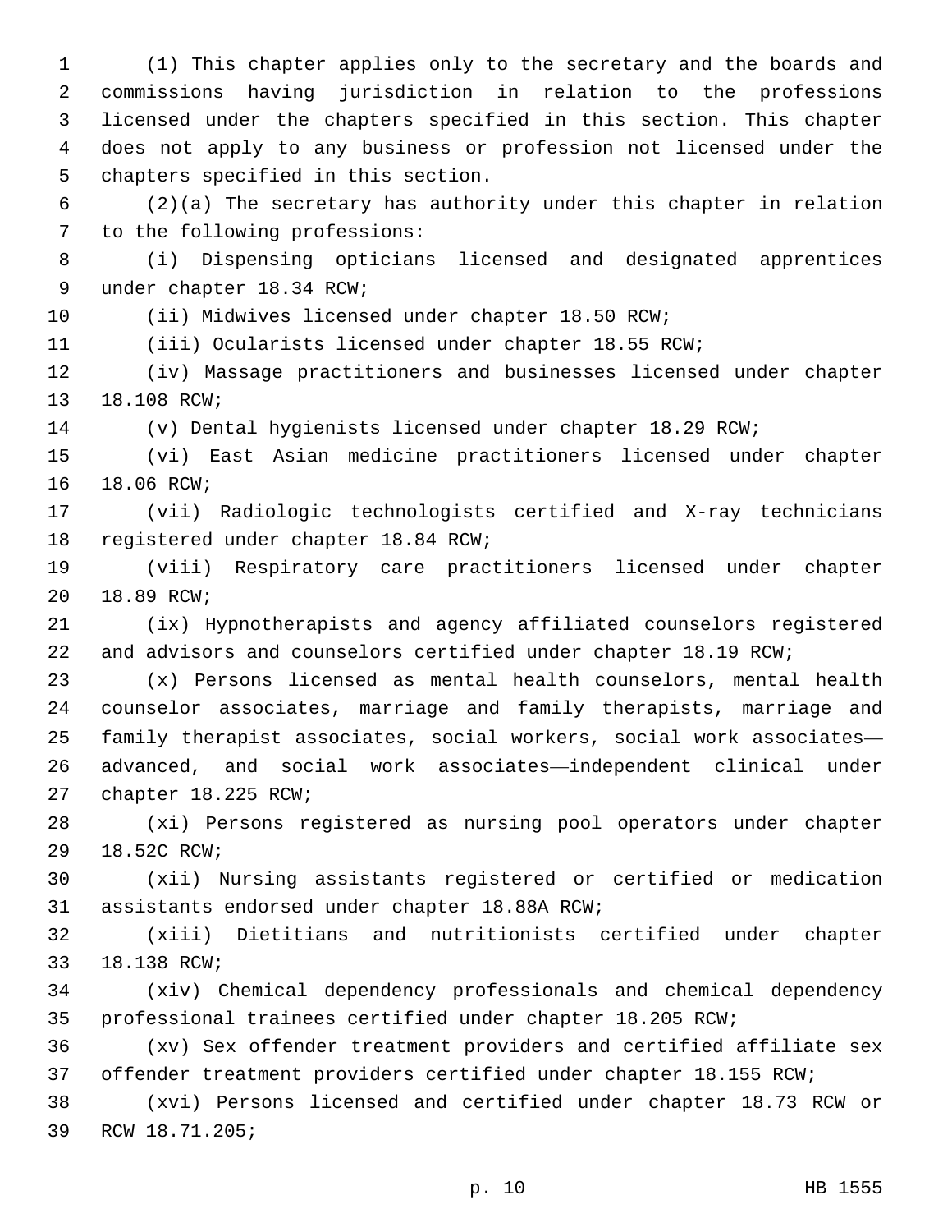(1) This chapter applies only to the secretary and the boards and commissions having jurisdiction in relation to the professions licensed under the chapters specified in this section. This chapter does not apply to any business or profession not licensed under the chapters specified in this section.

(2)(a) The secretary has authority under this chapter in relation to the following professions:

(i) Dispensing opticians licensed and designated apprentices under chapter 18.34 RCW;

(ii) Midwives licensed under chapter 18.50 RCW;

(iii) Ocularists licensed under chapter 18.55 RCW;

(iv) Massage practitioners and businesses licensed under chapter 18.108 RCW;

(v) Dental hygienists licensed under chapter 18.29 RCW;

(vi) East Asian medicine practitioners licensed under chapter 18.06 RCW;

(vii) Radiologic technologists certified and X-ray technicians registered under chapter 18.84 RCW;

(viii) Respiratory care practitioners licensed under chapter 18.89 RCW;

(ix) Hypnotherapists and agency affiliated counselors registered and advisors and counselors certified under chapter 18.19 RCW;

(x) Persons licensed as mental health counselors, mental health counselor associates, marriage and family therapists, marriage and family therapist associates, social workers, social work associates—advanced, and social work associates—independent clinical under chapter 18.225 RCW;

(xi) Persons registered as nursing pool operators under chapter 18.52C RCW;

(xii) Nursing assistants registered or certified or medication assistants endorsed under chapter 18.88A RCW;

(xiii) Dietitians and nutritionists certified under chapter 18.138 RCW;

(xiv) Chemical dependency professionals and chemical dependency professional trainees certified under chapter 18.205 RCW;

(xv) Sex offender treatment providers and certified affiliate sex offender treatment providers certified under chapter 18.155 RCW;

(xvi) Persons licensed and certified under chapter 18.73 RCW or RCW 18.71.205;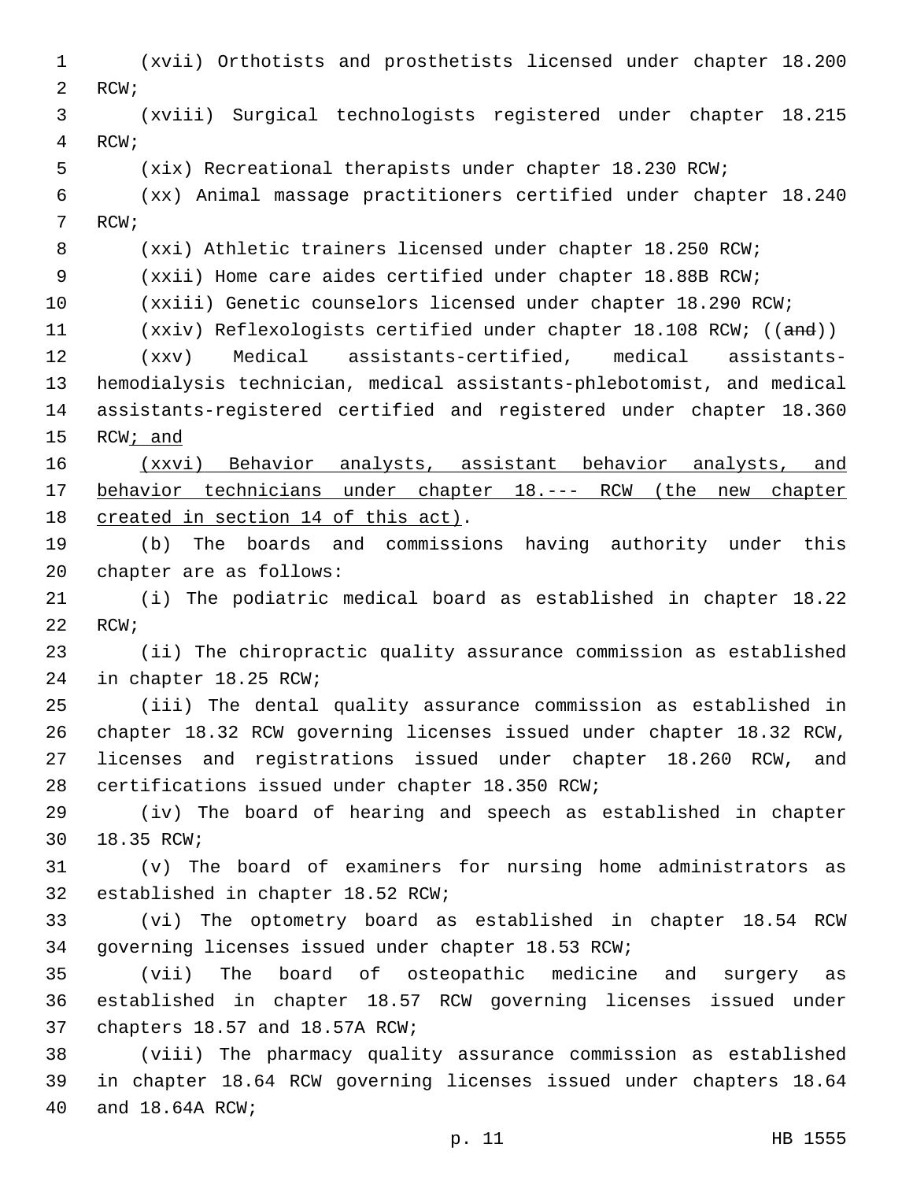(xvii) Orthotists and prosthetists licensed under chapter 18.200 RCW;

(xviii) Surgical technologists registered under chapter 18.215 RCW;

(xix) Recreational therapists under chapter 18.230 RCW;

(xx) Animal massage practitioners certified under chapter 18.240 RCW;

(xxi) Athletic trainers licensed under chapter 18.250 RCW;

(xxii) Home care aides certified under chapter 18.88B RCW;

(xxiii) Genetic counselors licensed under chapter 18.290 RCW;

(xxiv) Reflexologists certified under chapter 18.108 RCW; ((~~and~~))

(xxv) Medical assistants-certified, medical assistants-hemodialysis technician, medical assistants-phlebotomist, and medical assistants-registered certified and registered under chapter 18.360 RCW<u>; and</u>

<u>(xxvi) Behavior analysts, assistant behavior analysts, and behavior technicians under chapter 18.--- RCW (the new chapter created in section 14 of this act)</u>.

(b) The boards and commissions having authority under this chapter are as follows:

(i) The podiatric medical board as established in chapter 18.22 RCW;

(ii) The chiropractic quality assurance commission as established in chapter 18.25 RCW;

(iii) The dental quality assurance commission as established in chapter 18.32 RCW governing licenses issued under chapter 18.32 RCW, licenses and registrations issued under chapter 18.260 RCW, and certifications issued under chapter 18.350 RCW;

(iv) The board of hearing and speech as established in chapter 18.35 RCW;

(v) The board of examiners for nursing home administrators as established in chapter 18.52 RCW;

(vi) The optometry board as established in chapter 18.54 RCW governing licenses issued under chapter 18.53 RCW;

(vii) The board of osteopathic medicine and surgery as established in chapter 18.57 RCW governing licenses issued under chapters 18.57 and 18.57A RCW;

(viii) The pharmacy quality assurance commission as established in chapter 18.64 RCW governing licenses issued under chapters 18.64 and 18.64A RCW;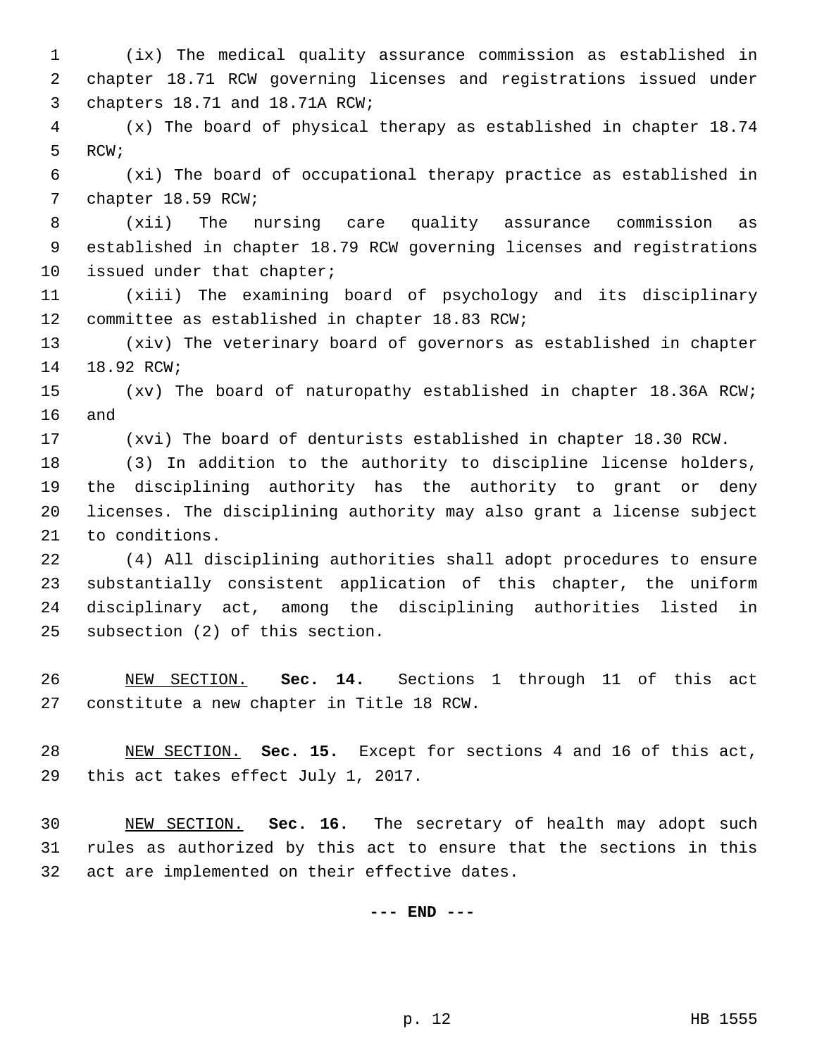(ix) The medical quality assurance commission as established in chapter 18.71 RCW governing licenses and registrations issued under chapters 18.71 and 18.71A RCW;

(x) The board of physical therapy as established in chapter 18.74 RCW;

(xi) The board of occupational therapy practice as established in chapter 18.59 RCW;

(xii) The nursing care quality assurance commission as established in chapter 18.79 RCW governing licenses and registrations issued under that chapter;

(xiii) The examining board of psychology and its disciplinary committee as established in chapter 18.83 RCW;

(xiv) The veterinary board of governors as established in chapter 18.92 RCW;

(xv) The board of naturopathy established in chapter 18.36A RCW; and

(xvi) The board of denturists established in chapter 18.30 RCW.

(3) In addition to the authority to discipline license holders, the disciplining authority has the authority to grant or deny licenses. The disciplining authority may also grant a license subject to conditions.

(4) All disciplining authorities shall adopt procedures to ensure substantially consistent application of this chapter, the uniform disciplinary act, among the disciplining authorities listed in subsection (2) of this section.

NEW SECTION. **Sec. 14.** Sections 1 through 11 of this act constitute a new chapter in Title 18 RCW.

NEW SECTION. **Sec. 15.** Except for sections 4 and 16 of this act, this act takes effect July 1, 2017.

NEW SECTION. **Sec. 16.** The secretary of health may adopt such rules as authorized by this act to ensure that the sections in this act are implemented on their effective dates.

**--- END ---**